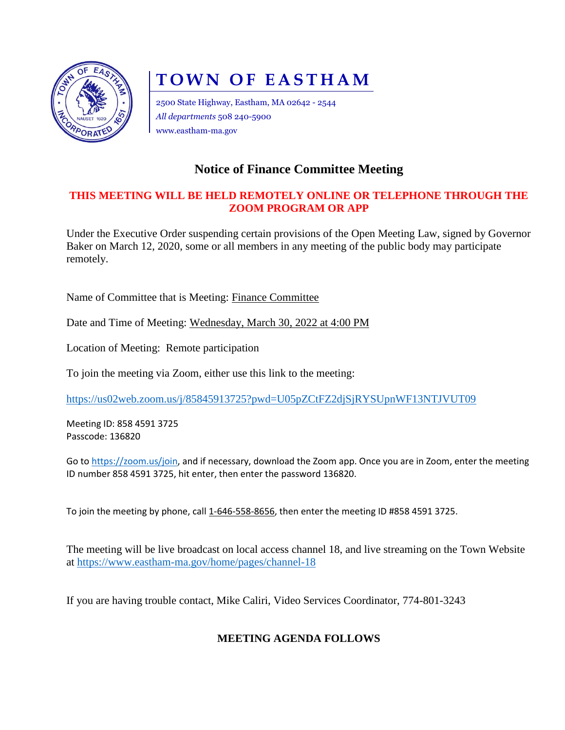# TOWN OF EASTHAM

2500 State Highway, Eastham, MA 02642 - 2544
*All departments* 508 240-5900
www.eastham-ma.gov

## Notice of Finance Committee Meeting

**THIS MEETING WILL BE HELD REMOTELY ONLINE OR TELEPHONE THROUGH THE ZOOM PROGRAM OR APP**

Under the Executive Order suspending certain provisions of the Open Meeting Law, signed by Governor Baker on March 12, 2020, some or all members in any meeting of the public body may participate remotely.

Name of Committee that is Meeting: Finance Committee

Date and Time of Meeting: Wednesday, March 30, 2022 at 4:00 PM

Location of Meeting: Remote participation

To join the meeting via Zoom, either use this link to the meeting:

https://us02web.zoom.us/j/85845913725?pwd=U05pZCtFZ2djSjRYSUpnWF13NTJVUT09

Meeting ID: 858 4591 3725
Passcode: 136820

Go to https://zoom.us/join, and if necessary, download the Zoom app. Once you are in Zoom, enter the meeting ID number 858 4591 3725, hit enter, then enter the password 136820.

To join the meeting by phone, call 1-646-558-8656, then enter the meeting ID #858 4591 3725.

The meeting will be live broadcast on local access channel 18, and live streaming on the Town Website at https://www.eastham-ma.gov/home/pages/channel-18

If you are having trouble contact, Mike Caliri, Video Services Coordinator, 774-801-3243

**MEETING AGENDA FOLLOWS**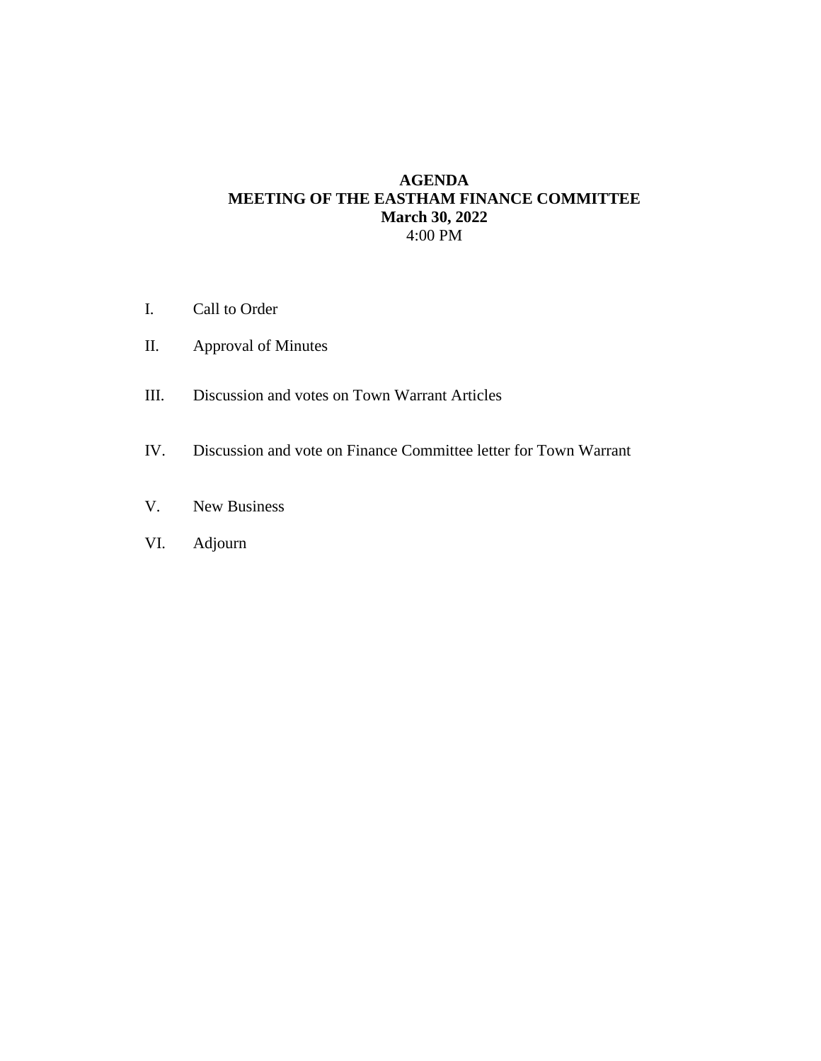# AGENDA
## MEETING OF THE EASTHAM FINANCE COMMITTEE
**March 30, 2022**
4:00 PM

I. Call to Order

II. Approval of Minutes

III. Discussion and votes on Town Warrant Articles

IV. Discussion and vote on Finance Committee letter for Town Warrant

V. New Business

VI. Adjourn